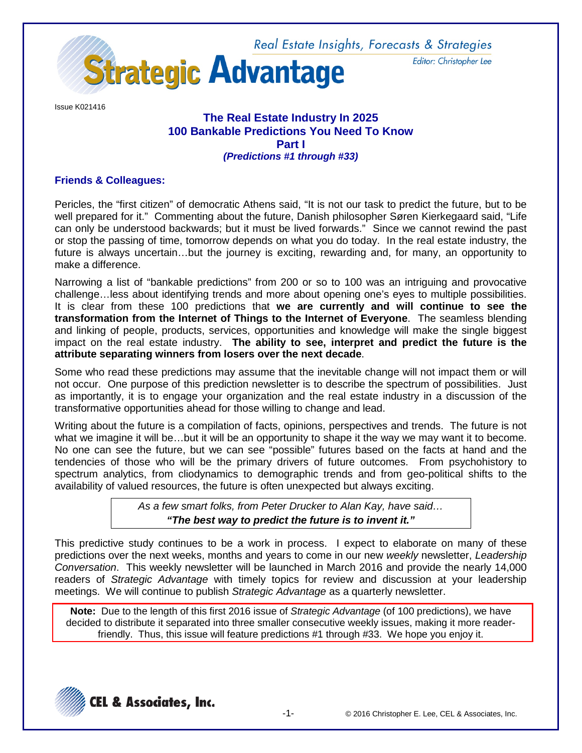# Strategic Advantage

Real Estate Insights, Forecasts & Strategies

Editor: Christopher Lee

Issue K021416

## The Real Estate Industry In 2025
## 100 Bankable Predictions You Need To Know
## Part I
### *(Predictions #1 through #33)*

**Friends & Colleagues:**

Pericles, the "first citizen" of democratic Athens said, "It is not our task to predict the future, but to be well prepared for it." Commenting about the future, Danish philosopher Søren Kierkegaard said, "Life can only be understood backwards; but it must be lived forwards." Since we cannot rewind the past or stop the passing of time, tomorrow depends on what you do today. In the real estate industry, the future is always uncertain…but the journey is exciting, rewarding and, for many, an opportunity to make a difference.

Narrowing a list of "bankable predictions" from 200 or so to 100 was an intriguing and provocative challenge…less about identifying trends and more about opening one's eyes to multiple possibilities. It is clear from these 100 predictions that **we are currently and will continue to see the transformation from the Internet of Things to the Internet of Everyone**. The seamless blending and linking of people, products, services, opportunities and knowledge will make the single biggest impact on the real estate industry. **The ability to see, interpret and predict the future is the attribute separating winners from losers over the next decade**.

Some who read these predictions may assume that the inevitable change will not impact them or will not occur. One purpose of this prediction newsletter is to describe the spectrum of possibilities. Just as importantly, it is to engage your organization and the real estate industry in a discussion of the transformative opportunities ahead for those willing to change and lead.

Writing about the future is a compilation of facts, opinions, perspectives and trends. The future is not what we imagine it will be…but it will be an opportunity to shape it the way we may want it to become. No one can see the future, but we can see "possible" futures based on the facts at hand and the tendencies of those who will be the primary drivers of future outcomes. From psychohistory to spectrum analytics, from cliodynamics to demographic trends and from geo-political shifts to the availability of valued resources, the future is often unexpected but always exciting.

> *As a few smart folks, from Peter Drucker to Alan Kay, have said…*
> ***"The best way to predict the future is to invent it."***

This predictive study continues to be a work in process. I expect to elaborate on many of these predictions over the next weeks, months and years to come in our new *weekly* newsletter, *Leadership Conversation*. This weekly newsletter will be launched in March 2016 and provide the nearly 14,000 readers of *Strategic Advantage* with timely topics for review and discussion at your leadership meetings. We will continue to publish *Strategic Advantage* as a quarterly newsletter.

**Note:** Due to the length of this first 2016 issue of *Strategic Advantage* (of 100 predictions), we have decided to distribute it separated into three smaller consecutive weekly issues, making it more reader-friendly. Thus, this issue will feature predictions #1 through #33. We hope you enjoy it.

CEL & Associates, Inc.

© 2016 Christopher E. Lee, CEL & Associates, Inc.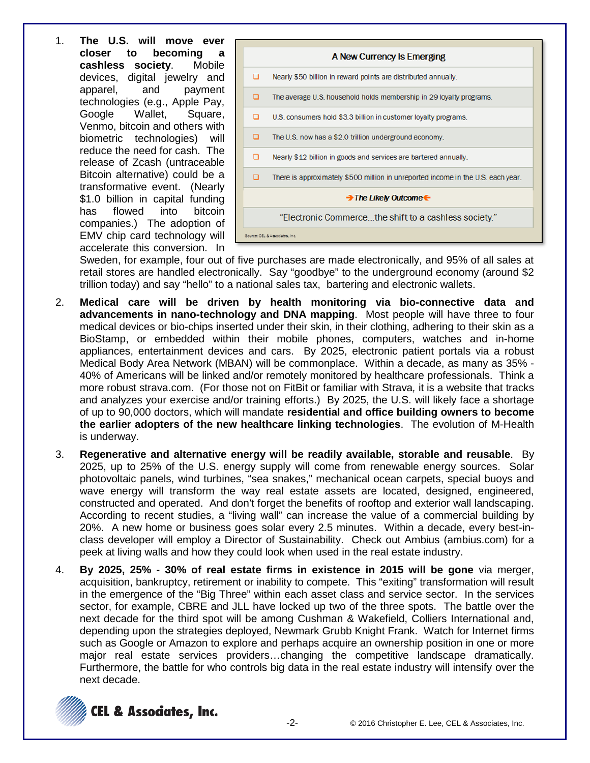1. **The U.S. will move ever closer to becoming a cashless society**. Mobile devices, digital jewelry and apparel, and payment technologies (e.g., Apple Pay, Google Wallet, Square, Venmo, bitcoin and others with biometric technologies) will reduce the need for cash. The release of Zcash (untraceable Bitcoin alternative) could be a transformative event. (Nearly $1.0 billion in capital funding has flowed into bitcoin companies.) The adoption of EMV chip card technology will accelerate this conversion. In Sweden, for example, four out of five purchases are made electronically, and 95% of all sales at retail stores are handled electronically. Say "goodbye" to the underground economy (around $2 trillion today) and say "hello" to a national sales tax, bartering and electronic wallets.

| A New Currency Is Emerging |
|---|
| ❑ Nearly $50 billion in reward points are distributed annually. |
| ❑ The average U.S. household holds membership in 29 loyalty programs. |
| ❑ U.S. consumers hold $3.3 billion in customer loyalty programs. |
| ❑ The U.S. now has a $2.0 trillion underground economy. |
| ❑ Nearly $12 billion in goods and services are bartered annually. |
| ❑ There is approximately $500 million in unreported income in the U.S. each year. |
| ➔ ***The Likely Outcome*** ➔ |
| "Electronic Commerce…the shift to a cashless society." |

Source: CEL & Associates, Inc.

2. **Medical care will be driven by health monitoring via bio-connective data and advancements in nano-technology and DNA mapping**. Most people will have three to four medical devices or bio-chips inserted under their skin, in their clothing, adhering to their skin as a BioStamp, or embedded within their mobile phones, computers, watches and in-home appliances, entertainment devices and cars. By 2025, electronic patient portals via a robust Medical Body Area Network (MBAN) will be commonplace. Within a decade, as many as 35% - 40% of Americans will be linked and/or remotely monitored by healthcare professionals. Think a more robust strava.com. (For those not on FitBit or familiar with Strava*,* it is a website that tracks and analyzes your exercise and/or training efforts.) By 2025, the U.S. will likely face a shortage of up to 90,000 doctors, which will mandate **residential and office building owners to become the earlier adopters of the new healthcare linking technologies**. The evolution of M-Health is underway.

3. **Regenerative and alternative energy will be readily available, storable and reusable**. By 2025, up to 25% of the U.S. energy supply will come from renewable energy sources. Solar photovoltaic panels, wind turbines, "sea snakes," mechanical ocean carpets, special buoys and wave energy will transform the way real estate assets are located, designed, engineered, constructed and operated. And don't forget the benefits of rooftop and exterior wall landscaping. According to recent studies, a "living wall" can increase the value of a commercial building by 20%. A new home or business goes solar every 2.5 minutes. Within a decade, every best-in-class developer will employ a Director of Sustainability. Check out Ambius (ambius.com) for a peek at living walls and how they could look when used in the real estate industry.

4. **By 2025, 25% - 30% of real estate firms in existence in 2015 will be gone** via merger, acquisition, bankruptcy, retirement or inability to compete. This "exiting" transformation will result in the emergence of the "Big Three" within each asset class and service sector. In the services sector, for example, CBRE and JLL have locked up two of the three spots. The battle over the next decade for the third spot will be among Cushman & Wakefield, Colliers International and, depending upon the strategies deployed, Newmark Grubb Knight Frank. Watch for Internet firms such as Google or Amazon to explore and perhaps acquire an ownership position in one or more major real estate services providers…changing the competitive landscape dramatically. Furthermore, the battle for who controls big data in the real estate industry will intensify over the next decade.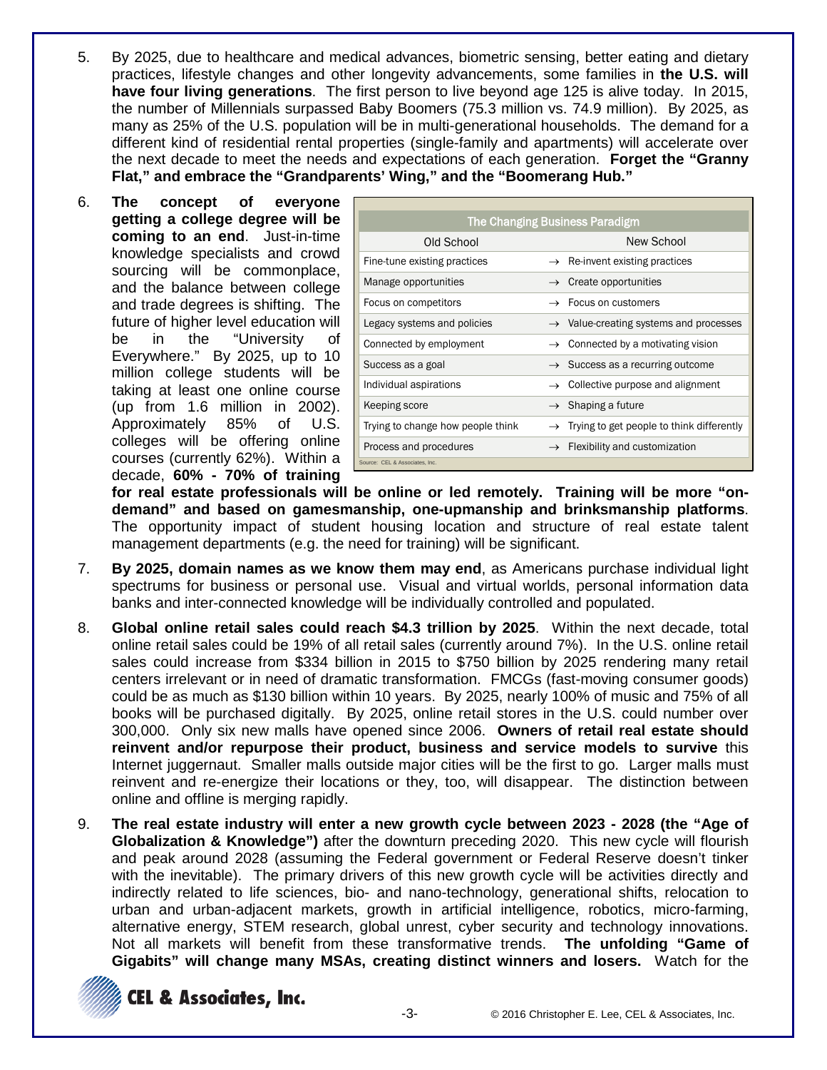5. By 2025, due to healthcare and medical advances, biometric sensing, better eating and dietary practices, lifestyle changes and other longevity advancements, some families in **the U.S. will have four living generations**. The first person to live beyond age 125 is alive today. In 2015, the number of Millennials surpassed Baby Boomers (75.3 million vs. 74.9 million). By 2025, as many as 25% of the U.S. population will be in multi-generational households. The demand for a different kind of residential rental properties (single-family and apartments) will accelerate over the next decade to meet the needs and expectations of each generation. **Forget the "Granny Flat," and embrace the "Grandparents' Wing," and the "Boomerang Hub."**

6. **The concept of everyone getting a college degree will be coming to an end**. Just-in-time knowledge specialists and crowd sourcing will be commonplace, and the balance between college and trade degrees is shifting. The future of higher level education will be in the "University of Everywhere." By 2025, up to 10 million college students will be taking at least one online course (up from 1.6 million in 2002). Approximately 85% of U.S. colleges will be offering online courses (currently 62%). Within a decade, **60% - 70% of training for real estate professionals will be online or led remotely. Training will be more "on-demand" and based on gamesmanship, one-upmanship and brinksmanship platforms**. The opportunity impact of student housing location and structure of real estate talent management departments (e.g. the need for training) will be significant.

**The Changing Business Paradigm**

| Old School | | New School |
|---|---|---|
| Fine-tune existing practices | → | Re-invent existing practices |
| Manage opportunities | → | Create opportunities |
| Focus on competitors | → | Focus on customers |
| Legacy systems and policies | → | Value-creating systems and processes |
| Connected by employment | → | Connected by a motivating vision |
| Success as a goal | → | Success as a recurring outcome |
| Individual aspirations | → | Collective purpose and alignment |
| Keeping score | → | Shaping a future |
| Trying to change how people think | → | Trying to get people to think differently |
| Process and procedures | → | Flexibility and customization |

Source: CEL & Associates, Inc.

7. **By 2025, domain names as we know them may end**, as Americans purchase individual light spectrums for business or personal use. Visual and virtual worlds, personal information data banks and inter-connected knowledge will be individually controlled and populated.

8. **Global online retail sales could reach $4.3 trillion by 2025**. Within the next decade, total online retail sales could be 19% of all retail sales (currently around 7%). In the U.S. online retail sales could increase from $334 billion in 2015 to $750 billion by 2025 rendering many retail centers irrelevant or in need of dramatic transformation. FMCGs (fast-moving consumer goods) could be as much as $130 billion within 10 years. By 2025, nearly 100% of music and 75% of all books will be purchased digitally. By 2025, online retail stores in the U.S. could number over 300,000. Only six new malls have opened since 2006. **Owners of retail real estate should reinvent and/or repurpose their product, business and service models to survive** this Internet juggernaut. Smaller malls outside major cities will be the first to go. Larger malls must reinvent and re-energize their locations or they, too, will disappear. The distinction between online and offline is merging rapidly.

9. **The real estate industry will enter a new growth cycle between 2023 - 2028 (the "Age of Globalization & Knowledge")** after the downturn preceding 2020. This new cycle will flourish and peak around 2028 (assuming the Federal government or Federal Reserve doesn't tinker with the inevitable). The primary drivers of this new growth cycle will be activities directly and indirectly related to life sciences, bio- and nano-technology, generational shifts, relocation to urban and urban-adjacent markets, growth in artificial intelligence, robotics, micro-farming, alternative energy, STEM research, global unrest, cyber security and technology innovations. Not all markets will benefit from these transformative trends. **The unfolding "Game of Gigabits" will change many MSAs, creating distinct winners and losers.** Watch for the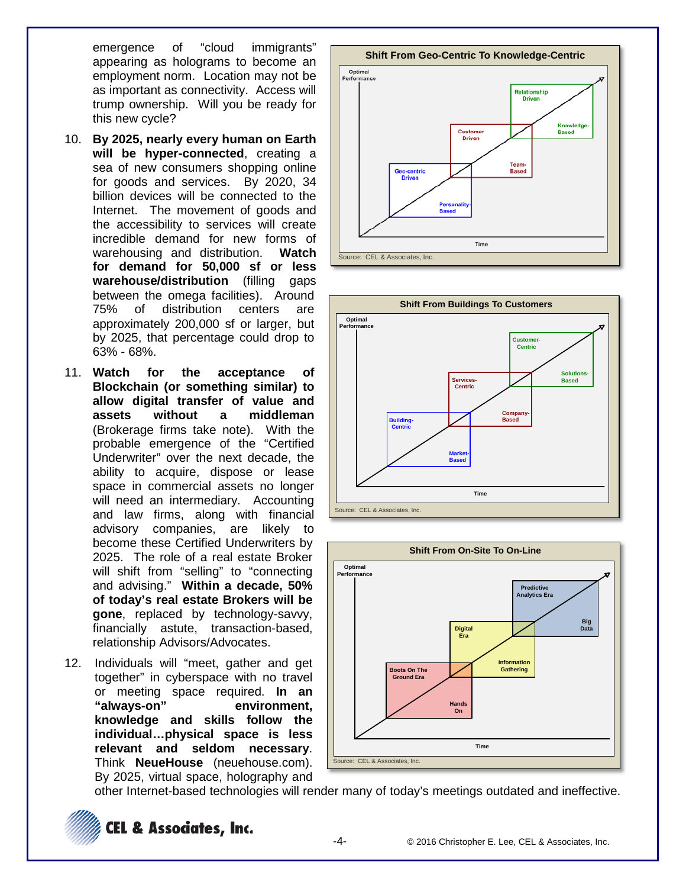emergence of "cloud immigrants" appearing as holograms to become an employment norm. Location may not be as important as connectivity. Access will trump ownership. Will you be ready for this new cycle?

10. **By 2025, nearly every human on Earth will be hyper-connected**, creating a sea of new consumers shopping online for goods and services. By 2020, 34 billion devices will be connected to the Internet. The movement of goods and the accessibility to services will create incredible demand for new forms of warehousing and distribution. **Watch for demand for 50,000 sf or less warehouse/distribution** (filling gaps between the omega facilities). Around 75% of distribution centers are approximately 200,000 sf or larger, but by 2025, that percentage could drop to 63% - 68%.

11. **Watch for the acceptance of Blockchain (or something similar) to allow digital transfer of value and assets without a middleman** (Brokerage firms take note). With the probable emergence of the "Certified Underwriter" over the next decade, the ability to acquire, dispose or lease space in commercial assets no longer will need an intermediary. Accounting and law firms, along with financial advisory companies, are likely to become these Certified Underwriters by 2025. The role of a real estate Broker will shift from "selling" to "connecting and advising." **Within a decade, 50% of today's real estate Brokers will be gone**, replaced by technology-savvy, financially astute, transaction-based, relationship Advisors/Advocates.

12. Individuals will "meet, gather and get together" in cyberspace with no travel or meeting space required. **In an "always-on" environment, knowledge and skills follow the individual…physical space is less relevant and seldom necessary**. Think **NeueHouse** (neuehouse.com). By 2025, virtual space, holography and other Internet-based technologies will render many of today's meetings outdated and ineffective.

**Shift From Geo-Centric To Knowledge-Centric**

Optimal Performance / Time: Geo-centric Driven / Personality-Based → Customer Driven / Team-Based → Relationship Driven / Knowledge-Based

Source: CEL & Associates, Inc.

**Shift From Buildings To Customers**

Optimal Performance / Time: Building-Centric / Market-Based → Services-Centric / Company-Based → Customer-Centric / Solutions-Based

Source: CEL & Associates, Inc.

**Shift From On-Site To On-Line**

Optimal Performance / Time: Boots On The Ground Era / Hands On → Digital Era / Information Gathering → Predictive Analytics Era / Big Data

Source: CEL & Associates, Inc.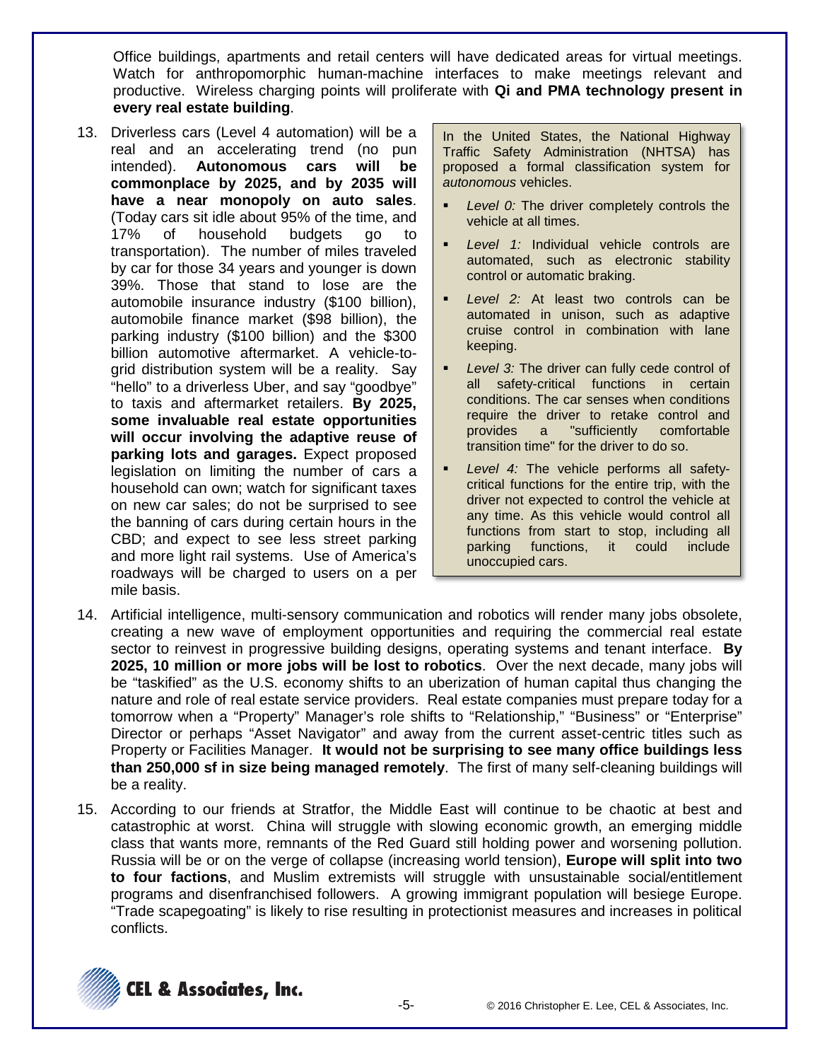Office buildings, apartments and retail centers will have dedicated areas for virtual meetings. Watch for anthropomorphic human-machine interfaces to make meetings relevant and productive. Wireless charging points will proliferate with **Qi and PMA technology present in every real estate building**.

13. Driverless cars (Level 4 automation) will be a real and an accelerating trend (no pun intended). **Autonomous cars will be commonplace by 2025, and by 2035 will have a near monopoly on auto sales**. (Today cars sit idle about 95% of the time, and 17% of household budgets go to transportation). The number of miles traveled by car for those 34 years and younger is down 39%. Those that stand to lose are the automobile insurance industry ($100 billion), automobile finance market ($98 billion), the parking industry ($100 billion) and the $300 billion automotive aftermarket. A vehicle-to-grid distribution system will be a reality. Say "hello" to a driverless Uber, and say "goodbye" to taxis and aftermarket retailers. **By 2025, some invaluable real estate opportunities will occur involving the adaptive reuse of parking lots and garages.** Expect proposed legislation on limiting the number of cars a household can own; watch for significant taxes on new car sales; do not be surprised to see the banning of cars during certain hours in the CBD; and expect to see less street parking and more light rail systems. Use of America's roadways will be charged to users on a per mile basis.

> In the United States, the National Highway Traffic Safety Administration (NHTSA) has proposed a formal classification system for *autonomous* vehicles.
>
> - *Level 0:* The driver completely controls the vehicle at all times.
> - *Level 1:* Individual vehicle controls are automated, such as electronic stability control or automatic braking.
> - *Level 2:* At least two controls can be automated in unison, such as adaptive cruise control in combination with lane keeping.
> - *Level 3:* The driver can fully cede control of all safety-critical functions in certain conditions. The car senses when conditions require the driver to retake control and provides a "sufficiently comfortable transition time" for the driver to do so.
> - *Level 4:* The vehicle performs all safety-critical functions for the entire trip, with the driver not expected to control the vehicle at any time. As this vehicle would control all functions from start to stop, including all parking functions, it could include unoccupied cars.

14. Artificial intelligence, multi-sensory communication and robotics will render many jobs obsolete, creating a new wave of employment opportunities and requiring the commercial real estate sector to reinvest in progressive building designs, operating systems and tenant interface. **By 2025, 10 million or more jobs will be lost to robotics**. Over the next decade, many jobs will be "taskified" as the U.S. economy shifts to an uberization of human capital thus changing the nature and role of real estate service providers. Real estate companies must prepare today for a tomorrow when a "Property" Manager's role shifts to "Relationship," "Business" or "Enterprise" Director or perhaps "Asset Navigator" and away from the current asset-centric titles such as Property or Facilities Manager. **It would not be surprising to see many office buildings less than 250,000 sf in size being managed remotely**. The first of many self-cleaning buildings will be a reality.

15. According to our friends at Stratfor, the Middle East will continue to be chaotic at best and catastrophic at worst. China will struggle with slowing economic growth, an emerging middle class that wants more, remnants of the Red Guard still holding power and worsening pollution. Russia will be or on the verge of collapse (increasing world tension), **Europe will split into two to four factions**, and Muslim extremists will struggle with unsustainable social/entitlement programs and disenfranchised followers. A growing immigrant population will besiege Europe. "Trade scapegoating" is likely to rise resulting in protectionist measures and increases in political conflicts.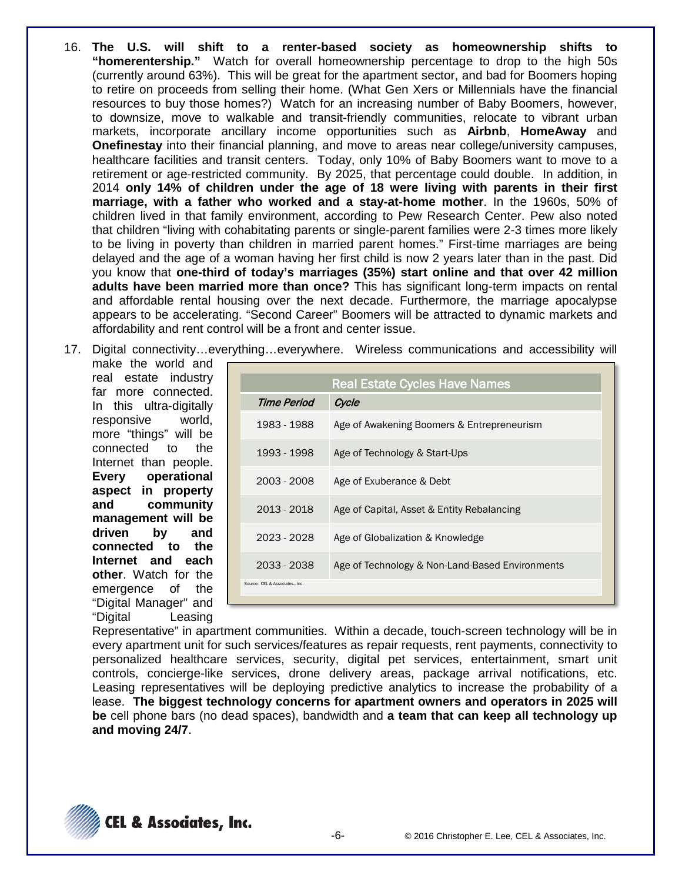16. **The U.S. will shift to a renter-based society as homeownership shifts to "homerentership."** Watch for overall homeownership percentage to drop to the high 50s (currently around 63%). This will be great for the apartment sector, and bad for Boomers hoping to retire on proceeds from selling their home. (What Gen Xers or Millennials have the financial resources to buy those homes?) Watch for an increasing number of Baby Boomers, however, to downsize, move to walkable and transit-friendly communities, relocate to vibrant urban markets, incorporate ancillary income opportunities such as **Airbnb**, **HomeAway** and **Onefinestay** into their financial planning, and move to areas near college/university campuses, healthcare facilities and transit centers. Today, only 10% of Baby Boomers want to move to a retirement or age-restricted community. By 2025, that percentage could double. In addition, in 2014 **only 14% of children under the age of 18 were living with parents in their first marriage, with a father who worked and a stay-at-home mother**. In the 1960s, 50% of children lived in that family environment, according to Pew Research Center. Pew also noted that children "living with cohabitating parents or single-parent families were 2-3 times more likely to be living in poverty than children in married parent homes." First-time marriages are being delayed and the age of a woman having her first child is now 2 years later than in the past. Did you know that **one-third of today's marriages (35%) start online and that over 42 million adults have been married more than once?** This has significant long-term impacts on rental and affordable rental housing over the next decade. Furthermore, the marriage apocalypse appears to be accelerating. "Second Career" Boomers will be attracted to dynamic markets and affordability and rent control will be a front and center issue.

17. Digital connectivity…everything…everywhere. Wireless communications and accessibility will make the world and real estate industry far more connected. In this ultra-digitally responsive world, more "things" will be connected to the Internet than people. **Every operational aspect in property and community management will be driven by and connected to the Internet and each other**. Watch for the emergence of the "Digital Manager" and "Digital Leasing Representative" in apartment communities. Within a decade, touch-screen technology will be in every apartment unit for such services/features as repair requests, rent payments, connectivity to personalized healthcare services, security, digital pet services, entertainment, smart unit controls, concierge-like services, drone delivery areas, package arrival notifications, etc. Leasing representatives will be deploying predictive analytics to increase the probability of a lease. **The biggest technology concerns for apartment owners and operators in 2025 will be** cell phone bars (no dead spaces), bandwidth and **a team that can keep all technology up and moving 24/7**.

**Real Estate Cycles Have Names**

| *Time Period* | *Cycle* |
|---|---|
| 1983 - 1988 | Age of Awakening Boomers & Entrepreneurism |
| 1993 - 1998 | Age of Technology & Start-Ups |
| 2003 - 2008 | Age of Exuberance & Debt |
| 2013 - 2018 | Age of Capital, Asset & Entity Rebalancing |
| 2023 - 2028 | Age of Globalization & Knowledge |
| 2033 - 2038 | Age of Technology & Non-Land-Based Environments |

Source: CEL & Associates., Inc.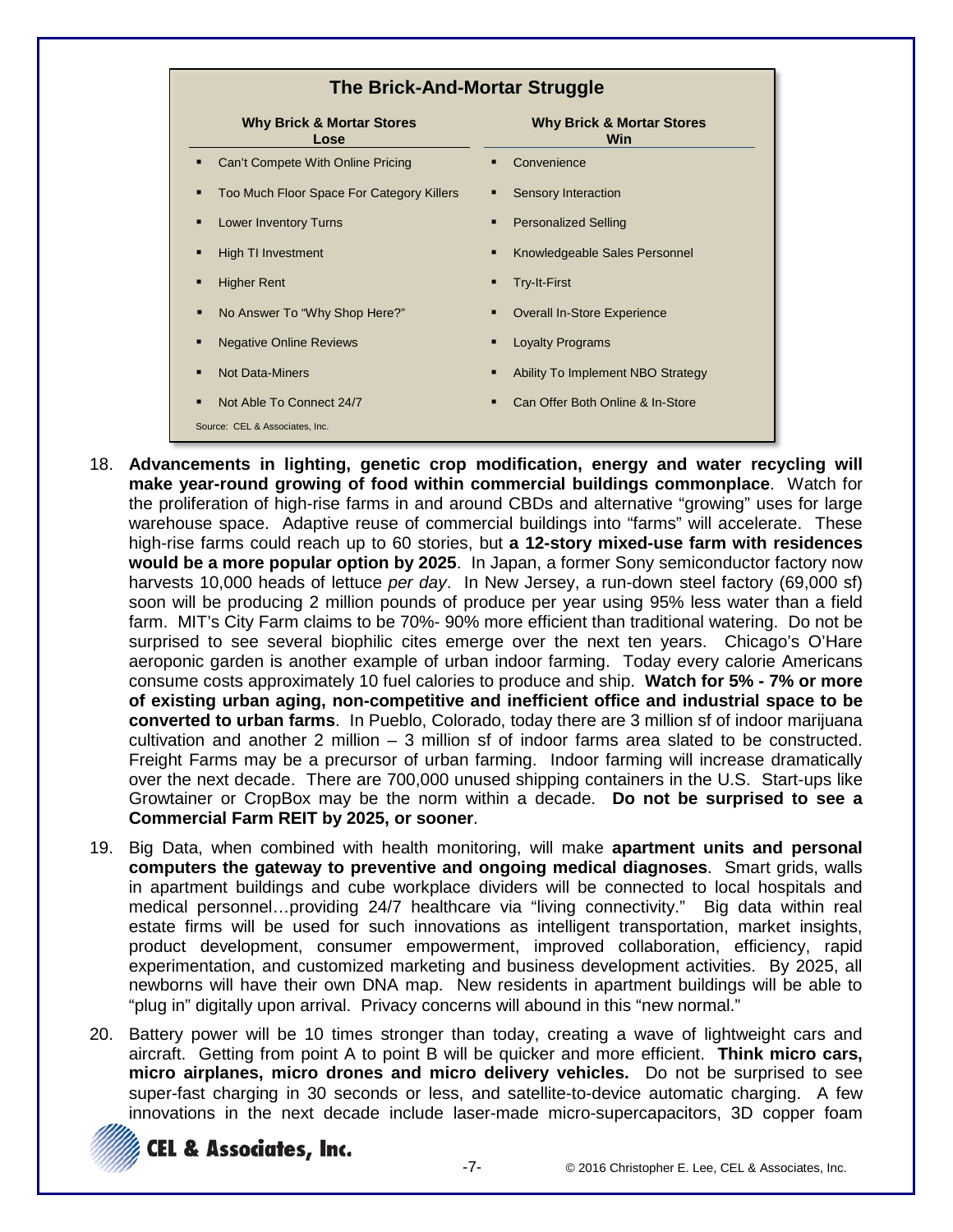**The Brick-And-Mortar Struggle**

| Why Brick & Mortar Stores Lose | Why Brick & Mortar Stores Win |
|---|---|
| Can't Compete With Online Pricing | Convenience |
| Too Much Floor Space For Category Killers | Sensory Interaction |
| Lower Inventory Turns | Personalized Selling |
| High TI Investment | Knowledgeable Sales Personnel |
| Higher Rent | Try-It-First |
| No Answer To "Why Shop Here?" | Overall In-Store Experience |
| Negative Online Reviews | Loyalty Programs |
| Not Data-Miners | Ability To Implement NBO Strategy |
| Not Able To Connect 24/7 | Can Offer Both Online & In-Store |

Source: CEL & Associates, Inc.

18. **Advancements in lighting, genetic crop modification, energy and water recycling will make year-round growing of food within commercial buildings commonplace**. Watch for the proliferation of high-rise farms in and around CBDs and alternative "growing" uses for large warehouse space. Adaptive reuse of commercial buildings into "farms" will accelerate. These high-rise farms could reach up to 60 stories, but **a 12-story mixed-use farm with residences would be a more popular option by 2025**. In Japan, a former Sony semiconductor factory now harvests 10,000 heads of lettuce *per day*. In New Jersey, a run-down steel factory (69,000 sf) soon will be producing 2 million pounds of produce per year using 95% less water than a field farm. MIT's City Farm claims to be 70%- 90% more efficient than traditional watering. Do not be surprised to see several biophilic cites emerge over the next ten years. Chicago's O'Hare aeroponic garden is another example of urban indoor farming. Today every calorie Americans consume costs approximately 10 fuel calories to produce and ship. **Watch for 5% - 7% or more of existing urban aging, non-competitive and inefficient office and industrial space to be converted to urban farms**. In Pueblo, Colorado, today there are 3 million sf of indoor marijuana cultivation and another 2 million – 3 million sf of indoor farms area slated to be constructed. Freight Farms may be a precursor of urban farming. Indoor farming will increase dramatically over the next decade. There are 700,000 unused shipping containers in the U.S. Start-ups like Growtainer or CropBox may be the norm within a decade. **Do not be surprised to see a Commercial Farm REIT by 2025, or sooner**.

19. Big Data, when combined with health monitoring, will make **apartment units and personal computers the gateway to preventive and ongoing medical diagnoses**. Smart grids, walls in apartment buildings and cube workplace dividers will be connected to local hospitals and medical personnel…providing 24/7 healthcare via "living connectivity." Big data within real estate firms will be used for such innovations as intelligent transportation, market insights, product development, consumer empowerment, improved collaboration, efficiency, rapid experimentation, and customized marketing and business development activities. By 2025, all newborns will have their own DNA map. New residents in apartment buildings will be able to "plug in" digitally upon arrival. Privacy concerns will abound in this "new normal."

20. Battery power will be 10 times stronger than today, creating a wave of lightweight cars and aircraft. Getting from point A to point B will be quicker and more efficient. **Think micro cars, micro airplanes, micro drones and micro delivery vehicles.** Do not be surprised to see super-fast charging in 30 seconds or less, and satellite-to-device automatic charging. A few innovations in the next decade include laser-made micro-supercapacitors, 3D copper foam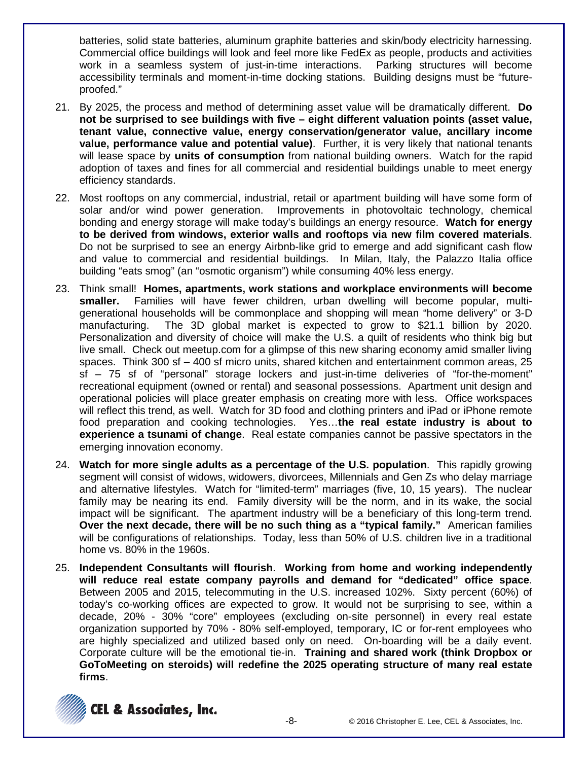batteries, solid state batteries, aluminum graphite batteries and skin/body electricity harnessing. Commercial office buildings will look and feel more like FedEx as people, products and activities work in a seamless system of just-in-time interactions. Parking structures will become accessibility terminals and moment-in-time docking stations. Building designs must be "future-proofed."

21. By 2025, the process and method of determining asset value will be dramatically different. **Do not be surprised to see buildings with five – eight different valuation points (asset value, tenant value, connective value, energy conservation/generator value, ancillary income value, performance value and potential value)**. Further, it is very likely that national tenants will lease space by **units of consumption** from national building owners. Watch for the rapid adoption of taxes and fines for all commercial and residential buildings unable to meet energy efficiency standards.

22. Most rooftops on any commercial, industrial, retail or apartment building will have some form of solar and/or wind power generation. Improvements in photovoltaic technology, chemical bonding and energy storage will make today's buildings an energy resource. **Watch for energy to be derived from windows, exterior walls and rooftops via new film covered materials**. Do not be surprised to see an energy Airbnb-like grid to emerge and add significant cash flow and value to commercial and residential buildings. In Milan, Italy, the Palazzo Italia office building "eats smog" (an "osmotic organism") while consuming 40% less energy.

23. Think small! **Homes, apartments, work stations and workplace environments will become smaller.** Families will have fewer children, urban dwelling will become popular, multi-generational households will be commonplace and shopping will mean "home delivery" or 3-D manufacturing. The 3D global market is expected to grow to $21.1 billion by 2020. Personalization and diversity of choice will make the U.S. a quilt of residents who think big but live small. Check out meetup.com for a glimpse of this new sharing economy amid smaller living spaces. Think 300 sf – 400 sf micro units, shared kitchen and entertainment common areas, 25 sf – 75 sf of "personal" storage lockers and just-in-time deliveries of "for-the-moment" recreational equipment (owned or rental) and seasonal possessions. Apartment unit design and operational policies will place greater emphasis on creating more with less. Office workspaces will reflect this trend, as well. Watch for 3D food and clothing printers and iPad or iPhone remote food preparation and cooking technologies. Yes…**the real estate industry is about to experience a tsunami of change**. Real estate companies cannot be passive spectators in the emerging innovation economy.

24. **Watch for more single adults as a percentage of the U.S. population**. This rapidly growing segment will consist of widows, widowers, divorcees, Millennials and Gen Zs who delay marriage and alternative lifestyles. Watch for "limited-term" marriages (five, 10, 15 years). The nuclear family may be nearing its end. Family diversity will be the norm, and in its wake, the social impact will be significant. The apartment industry will be a beneficiary of this long-term trend. **Over the next decade, there will be no such thing as a "typical family."** American families will be configurations of relationships. Today, less than 50% of U.S. children live in a traditional home vs. 80% in the 1960s.

25. **Independent Consultants will flourish**. **Working from home and working independently will reduce real estate company payrolls and demand for "dedicated" office space**. Between 2005 and 2015, telecommuting in the U.S. increased 102%. Sixty percent (60%) of today's co-working offices are expected to grow. It would not be surprising to see, within a decade, 20% - 30% "core" employees (excluding on-site personnel) in every real estate organization supported by 70% - 80% self-employed, temporary, IC or for-rent employees who are highly specialized and utilized based only on need. On-boarding will be a daily event. Corporate culture will be the emotional tie-in. **Training and shared work (think Dropbox or GoToMeeting on steroids) will redefine the 2025 operating structure of many real estate firms**.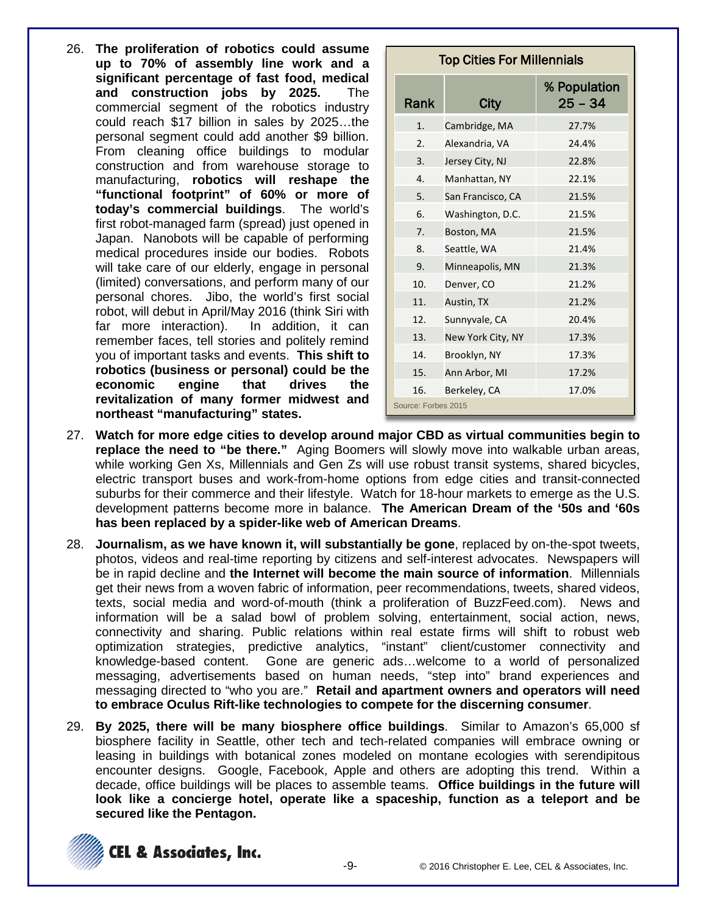26. **The proliferation of robotics could assume up to 70% of assembly line work and a significant percentage of fast food, medical and construction jobs by 2025.** The commercial segment of the robotics industry could reach $17 billion in sales by 2025…the personal segment could add another $9 billion. From cleaning office buildings to modular construction and from warehouse storage to manufacturing, **robotics will reshape the "functional footprint" of 60% or more of today's commercial buildings**. The world's first robot-managed farm (spread) just opened in Japan. Nanobots will be capable of performing medical procedures inside our bodies. Robots will take care of our elderly, engage in personal (limited) conversations, and perform many of our personal chores. Jibo, the world's first social robot, will debut in April/May 2016 (think Siri with far more interaction). In addition, it can remember faces, tell stories and politely remind you of important tasks and events. **This shift to robotics (business or personal) could be the economic engine that drives the revitalization of many former midwest and northeast "manufacturing" states.**

**Top Cities For Millennials**

| Rank | City | % Population 25 – 34 |
|---|---|---|
| 1. | Cambridge, MA | 27.7% |
| 2. | Alexandria, VA | 24.4% |
| 3. | Jersey City, NJ | 22.8% |
| 4. | Manhattan, NY | 22.1% |
| 5. | San Francisco, CA | 21.5% |
| 6. | Washington, D.C. | 21.5% |
| 7. | Boston, MA | 21.5% |
| 8. | Seattle, WA | 21.4% |
| 9. | Minneapolis, MN | 21.3% |
| 10. | Denver, CO | 21.2% |
| 11. | Austin, TX | 21.2% |
| 12. | Sunnyvale, CA | 20.4% |
| 13. | New York City, NY | 17.3% |
| 14. | Brooklyn, NY | 17.3% |
| 15. | Ann Arbor, MI | 17.2% |
| 16. | Berkeley, CA | 17.0% |

Source: Forbes 2015

27. **Watch for more edge cities to develop around major CBD as virtual communities begin to replace the need to "be there."** Aging Boomers will slowly move into walkable urban areas, while working Gen Xs, Millennials and Gen Zs will use robust transit systems, shared bicycles, electric transport buses and work-from-home options from edge cities and transit-connected suburbs for their commerce and their lifestyle. Watch for 18-hour markets to emerge as the U.S. development patterns become more in balance. **The American Dream of the '50s and '60s has been replaced by a spider-like web of American Dreams**.

28. **Journalism, as we have known it, will substantially be gone**, replaced by on-the-spot tweets, photos, videos and real-time reporting by citizens and self-interest advocates. Newspapers will be in rapid decline and **the Internet will become the main source of information**. Millennials get their news from a woven fabric of information, peer recommendations, tweets, shared videos, texts, social media and word-of-mouth (think a proliferation of BuzzFeed.com). News and information will be a salad bowl of problem solving, entertainment, social action, news, connectivity and sharing. Public relations within real estate firms will shift to robust web optimization strategies, predictive analytics, "instant" client/customer connectivity and knowledge-based content. Gone are generic ads…welcome to a world of personalized messaging, advertisements based on human needs, "step into" brand experiences and messaging directed to "who you are." **Retail and apartment owners and operators will need to embrace Oculus Rift-like technologies to compete for the discerning consumer**.

29. **By 2025, there will be many biosphere office buildings**. Similar to Amazon's 65,000 sf biosphere facility in Seattle, other tech and tech-related companies will embrace owning or leasing in buildings with botanical zones modeled on montane ecologies with serendipitous encounter designs. Google, Facebook, Apple and others are adopting this trend. Within a decade, office buildings will be places to assemble teams. **Office buildings in the future will look like a concierge hotel, operate like a spaceship, function as a teleport and be secured like the Pentagon.**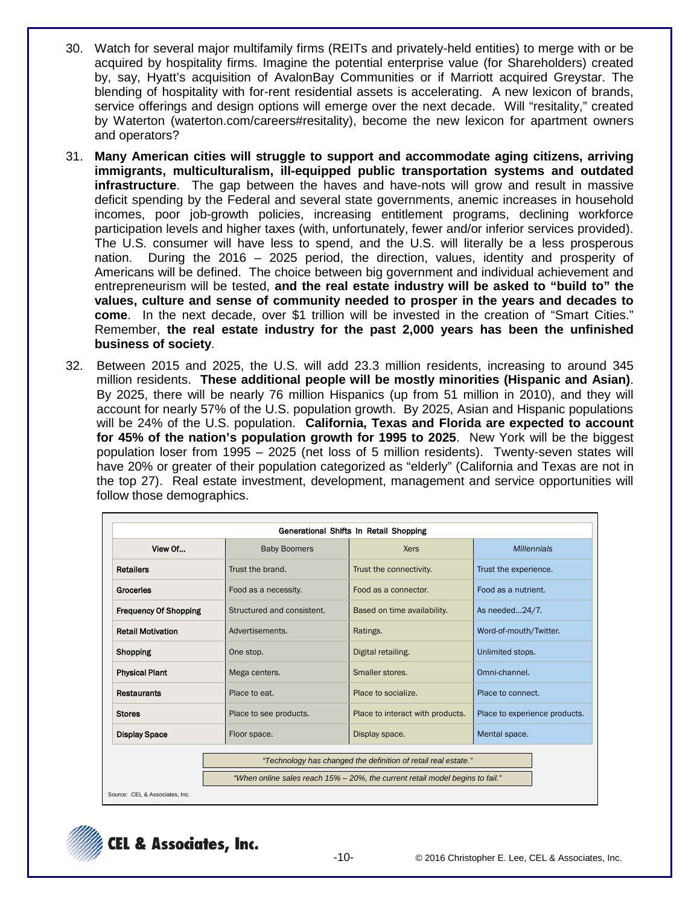30. Watch for several major multifamily firms (REITs and privately-held entities) to merge with or be acquired by hospitality firms. Imagine the potential enterprise value (for Shareholders) created by, say, Hyatt's acquisition of AvalonBay Communities or if Marriott acquired Greystar. The blending of hospitality with for-rent residential assets is accelerating. A new lexicon of brands, service offerings and design options will emerge over the next decade. Will "resitality," created by Waterton (waterton.com/careers#resitality), become the new lexicon for apartment owners and operators?

31. **Many American cities will struggle to support and accommodate aging citizens, arriving immigrants, multiculturalism, ill-equipped public transportation systems and outdated infrastructure**. The gap between the haves and have-nots will grow and result in massive deficit spending by the Federal and several state governments, anemic increases in household incomes, poor job-growth policies, increasing entitlement programs, declining workforce participation levels and higher taxes (with, unfortunately, fewer and/or inferior services provided). The U.S. consumer will have less to spend, and the U.S. will literally be a less prosperous nation. During the 2016 – 2025 period, the direction, values, identity and prosperity of Americans will be defined. The choice between big government and individual achievement and entrepreneurism will be tested, **and the real estate industry will be asked to "build to" the values, culture and sense of community needed to prosper in the years and decades to come**. In the next decade, over $1 trillion will be invested in the creation of "Smart Cities." Remember, **the real estate industry for the past 2,000 years has been the unfinished business of society**.

32. Between 2015 and 2025, the U.S. will add 23.3 million residents, increasing to around 345 million residents. **These additional people will be mostly minorities (Hispanic and Asian)**. By 2025, there will be nearly 76 million Hispanics (up from 51 million in 2010), and they will account for nearly 57% of the U.S. population growth. By 2025, Asian and Hispanic populations will be 24% of the U.S. population. **California, Texas and Florida are expected to account for 45% of the nation's population growth for 1995 to 2025**. New York will be the biggest population loser from 1995 – 2025 (net loss of 5 million residents). Twenty-seven states will have 20% or greater of their population categorized as "elderly" (California and Texas are not in the top 27). Real estate investment, development, management and service opportunities will follow those demographics.

**Generational Shifts In Retail Shopping**

| View Of... | Baby Boomers | Xers | *Millennials* |
|---|---|---|---|
| **Retailers** | Trust the brand. | Trust the connectivity. | Trust the experience. |
| **Groceries** | Food as a necessity. | Food as a connector. | Food as a nutrient. |
| **Frequency Of Shopping** | Structured and consistent. | Based on time availability. | As needed...24/7. |
| **Retail Motivation** | Advertisements. | Ratings. | Word-of-mouth/Twitter. |
| **Shopping** | One stop. | Digital retailing. | Unlimited stops. |
| **Physical Plant** | Mega centers. | Smaller stores. | Omni-channel. |
| **Restaurants** | Place to eat. | Place to socialize. | Place to connect. |
| **Stores** | Place to see products. | Place to interact with products. | Place to experience products. |
| **Display Space** | Floor space. | Display space. | Mental space. |

*"Technology has changed the definition of retail real estate."*

*"When online sales reach 15% – 20%, the current retail model begins to fail."*

Source: CEL & Associates, Inc.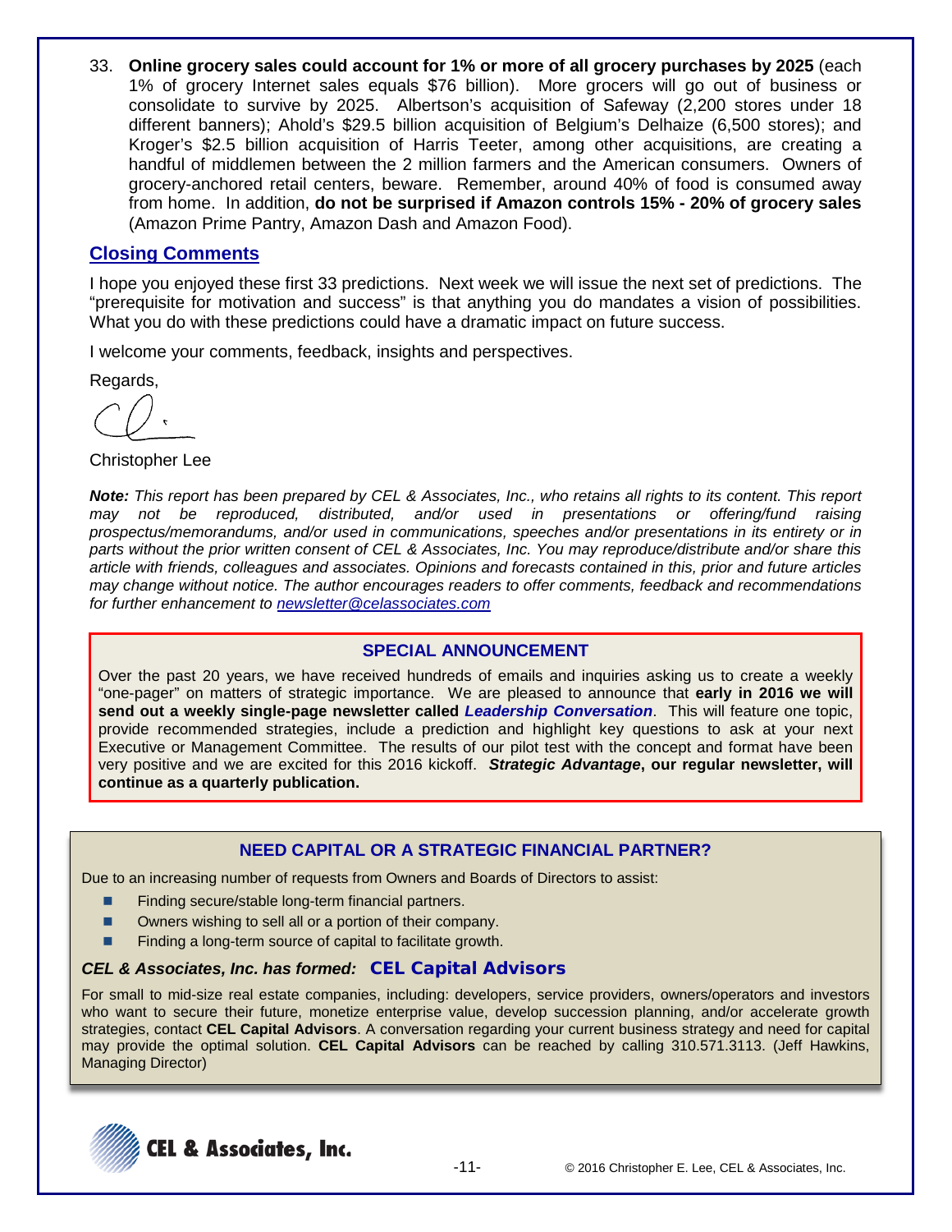33. **Online grocery sales could account for 1% or more of all grocery purchases by 2025** (each 1% of grocery Internet sales equals $76 billion). More grocers will go out of business or consolidate to survive by 2025. Albertson's acquisition of Safeway (2,200 stores under 18 different banners); Ahold's $29.5 billion acquisition of Belgium's Delhaize (6,500 stores); and Kroger's $2.5 billion acquisition of Harris Teeter, among other acquisitions, are creating a handful of middlemen between the 2 million farmers and the American consumers. Owners of grocery-anchored retail centers, beware. Remember, around 40% of food is consumed away from home. In addition, **do not be surprised if Amazon controls 15% - 20% of grocery sales** (Amazon Prime Pantry, Amazon Dash and Amazon Food).

## Closing Comments

I hope you enjoyed these first 33 predictions. Next week we will issue the next set of predictions. The "prerequisite for motivation and success" is that anything you do mandates a vision of possibilities. What you do with these predictions could have a dramatic impact on future success.

I welcome your comments, feedback, insights and perspectives.

Regards,

Christopher Lee

***Note:*** *This report has been prepared by CEL & Associates, Inc., who retains all rights to its content. This report may not be reproduced, distributed, and/or used in presentations or offering/fund raising prospectus/memorandums, and/or used in communications, speeches and/or presentations in its entirety or in parts without the prior written consent of CEL & Associates, Inc. You may reproduce/distribute and/or share this article with friends, colleagues and associates. Opinions and forecasts contained in this, prior and future articles may change without notice. The author encourages readers to offer comments, feedback and recommendations for further enhancement to newsletter@celassociates.com*

### SPECIAL ANNOUNCEMENT

Over the past 20 years, we have received hundreds of emails and inquiries asking us to create a weekly "one-pager" on matters of strategic importance. We are pleased to announce that **early in 2016 we will send out a weekly single-page newsletter called *Leadership Conversation***. This will feature one topic, provide recommended strategies, include a prediction and highlight key questions to ask at your next Executive or Management Committee. The results of our pilot test with the concept and format have been very positive and we are excited for this 2016 kickoff. ***Strategic Advantage*****, our regular newsletter, will continue as a quarterly publication.**

### NEED CAPITAL OR A STRATEGIC FINANCIAL PARTNER?

Due to an increasing number of requests from Owners and Boards of Directors to assist:

- Finding secure/stable long-term financial partners.
- Owners wishing to sell all or a portion of their company.
- Finding a long-term source of capital to facilitate growth.

***CEL & Associates, Inc. has formed:*** **CEL Capital Advisors**

For small to mid-size real estate companies, including: developers, service providers, owners/operators and investors who want to secure their future, monetize enterprise value, develop succession planning, and/or accelerate growth strategies, contact **CEL Capital Advisors**. A conversation regarding your current business strategy and need for capital may provide the optimal solution. **CEL Capital Advisors** can be reached by calling 310.571.3113. (Jeff Hawkins, Managing Director)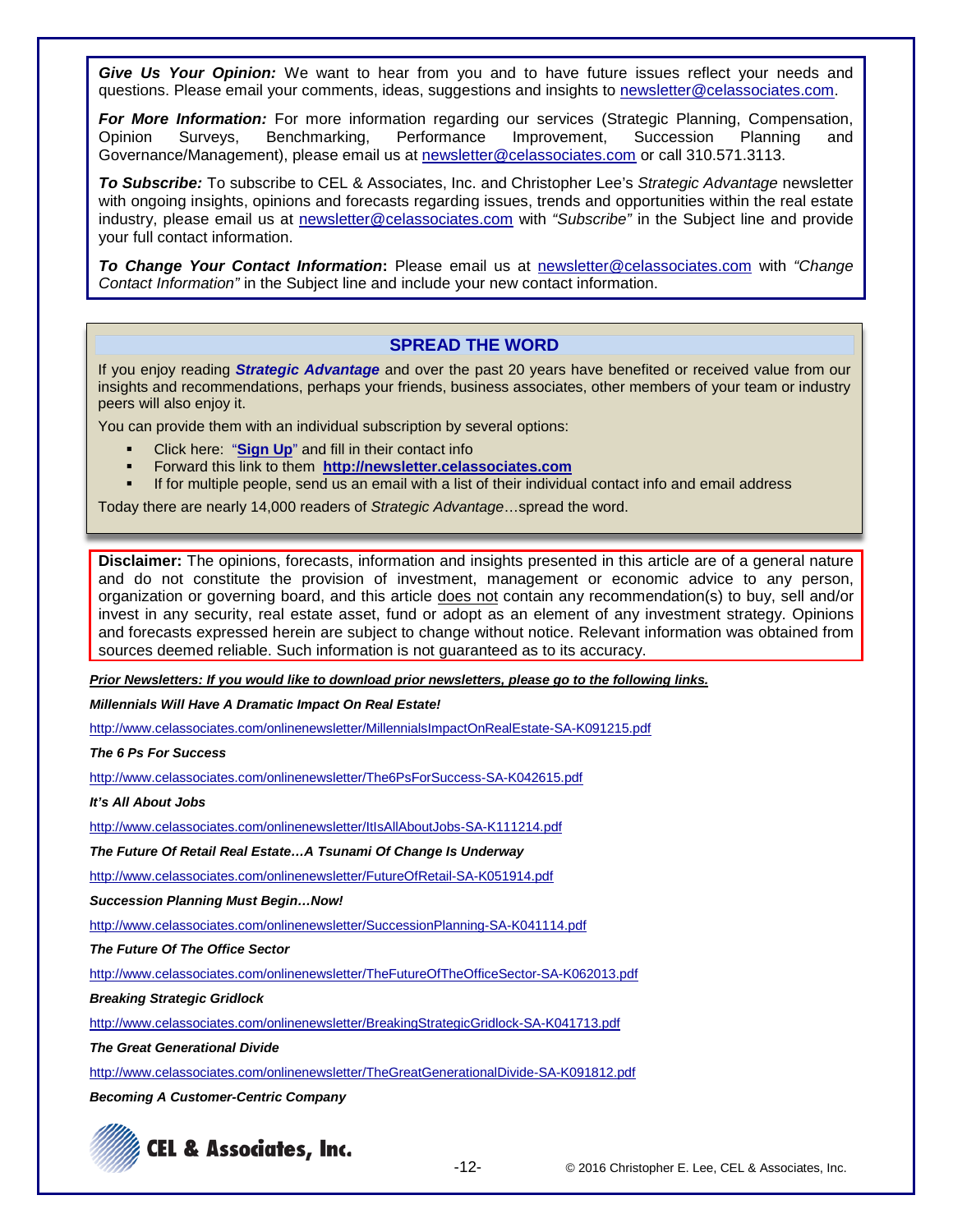***Give Us Your Opinion:*** We want to hear from you and to have future issues reflect your needs and questions. Please email your comments, ideas, suggestions and insights to newsletter@celassociates.com.

***For More Information:*** For more information regarding our services (Strategic Planning, Compensation, Opinion Surveys, Benchmarking, Performance Improvement, Succession Planning and Governance/Management), please email us at newsletter@celassociates.com or call 310.571.3113.

***To Subscribe:*** To subscribe to CEL & Associates, Inc. and Christopher Lee's *Strategic Advantage* newsletter with ongoing insights, opinions and forecasts regarding issues, trends and opportunities within the real estate industry, please email us at newsletter@celassociates.com with *"Subscribe"* in the Subject line and provide your full contact information.

***To Change Your Contact Information*:** Please email us at newsletter@celassociates.com with *"Change Contact Information"* in the Subject line and include your new contact information.

## SPREAD THE WORD

If you enjoy reading ***Strategic Advantage*** and over the past 20 years have benefited or received value from our insights and recommendations, perhaps your friends, business associates, other members of your team or industry peers will also enjoy it.

You can provide them with an individual subscription by several options:

- Click here: "**Sign Up**" and fill in their contact info
- Forward this link to them **http://newsletter.celassociates.com**
- If for multiple people, send us an email with a list of their individual contact info and email address

Today there are nearly 14,000 readers of *Strategic Advantage*…spread the word.

**Disclaimer:** The opinions, forecasts, information and insights presented in this article are of a general nature and do not constitute the provision of investment, management or economic advice to any person, organization or governing board, and this article does not contain any recommendation(s) to buy, sell and/or invest in any security, real estate asset, fund or adopt as an element of any investment strategy. Opinions and forecasts expressed herein are subject to change without notice. Relevant information was obtained from sources deemed reliable. Such information is not guaranteed as to its accuracy.

***Prior Newsletters: If you would like to download prior newsletters, please go to the following links.***

***Millennials Will Have A Dramatic Impact On Real Estate!***

http://www.celassociates.com/onlinenewsletter/MillennialsImpactOnRealEstate-SA-K091215.pdf

***The 6 Ps For Success***

http://www.celassociates.com/onlinenewsletter/The6PsForSuccess-SA-K042615.pdf

***It's All About Jobs***

http://www.celassociates.com/onlinenewsletter/ItIsAllAboutJobs-SA-K111214.pdf

***The Future Of Retail Real Estate…A Tsunami Of Change Is Underway***

http://www.celassociates.com/onlinenewsletter/FutureOfRetail-SA-K051914.pdf

***Succession Planning Must Begin…Now!***

http://www.celassociates.com/onlinenewsletter/SuccessionPlanning-SA-K041114.pdf

***The Future Of The Office Sector***

http://www.celassociates.com/onlinenewsletter/TheFutureOfTheOfficeSector-SA-K062013.pdf

***Breaking Strategic Gridlock***

http://www.celassociates.com/onlinenewsletter/BreakingStrategicGridlock-SA-K041713.pdf

***The Great Generational Divide***

http://www.celassociates.com/onlinenewsletter/TheGreatGenerationalDivide-SA-K091812.pdf

***Becoming A Customer-Centric Company***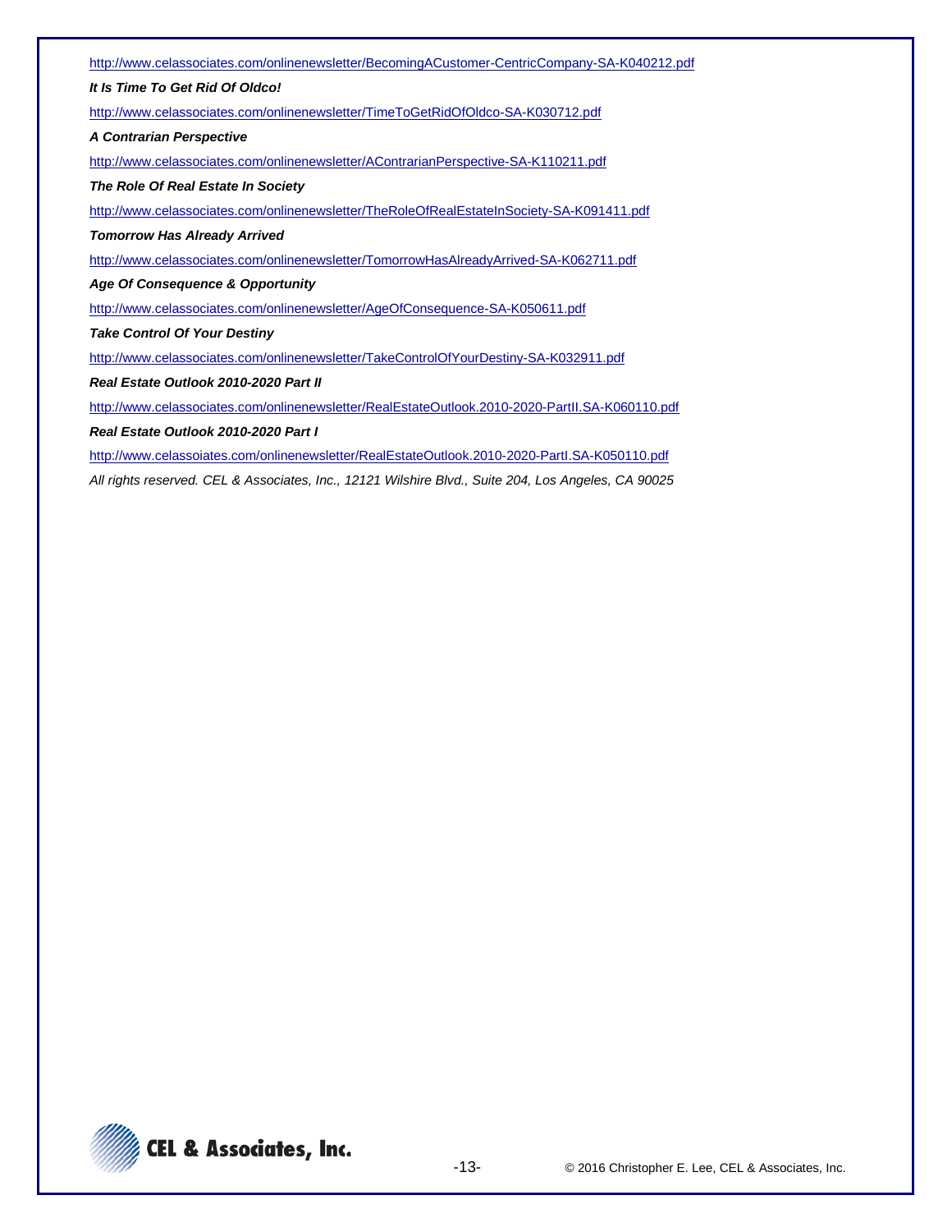http://www.celassociates.com/onlinenewsletter/BecomingACustomer-CentricCompany-SA-K040212.pdf

***It Is Time To Get Rid Of Oldco!***

http://www.celassociates.com/onlinenewsletter/TimeToGetRidOfOldco-SA-K030712.pdf

***A Contrarian Perspective***

http://www.celassociates.com/onlinenewsletter/AContrarianPerspective-SA-K110211.pdf

***The Role Of Real Estate In Society***

http://www.celassociates.com/onlinenewsletter/TheRoleOfRealEstateInSociety-SA-K091411.pdf

***Tomorrow Has Already Arrived***

http://www.celassociates.com/onlinenewsletter/TomorrowHasAlreadyArrived-SA-K062711.pdf

***Age Of Consequence & Opportunity***

http://www.celassociates.com/onlinenewsletter/AgeOfConsequence-SA-K050611.pdf

***Take Control Of Your Destiny***

http://www.celassociates.com/onlinenewsletter/TakeControlOfYourDestiny-SA-K032911.pdf

***Real Estate Outlook 2010-2020 Part II***

http://www.celassociates.com/onlinenewsletter/RealEstateOutlook.2010-2020-PartII.SA-K060110.pdf

***Real Estate Outlook 2010-2020 Part I***

http://www.celassoiates.com/onlinenewsletter/RealEstateOutlook.2010-2020-PartI.SA-K050110.pdf

*All rights reserved. CEL & Associates, Inc., 12121 Wilshire Blvd., Suite 204, Los Angeles, CA 90025*